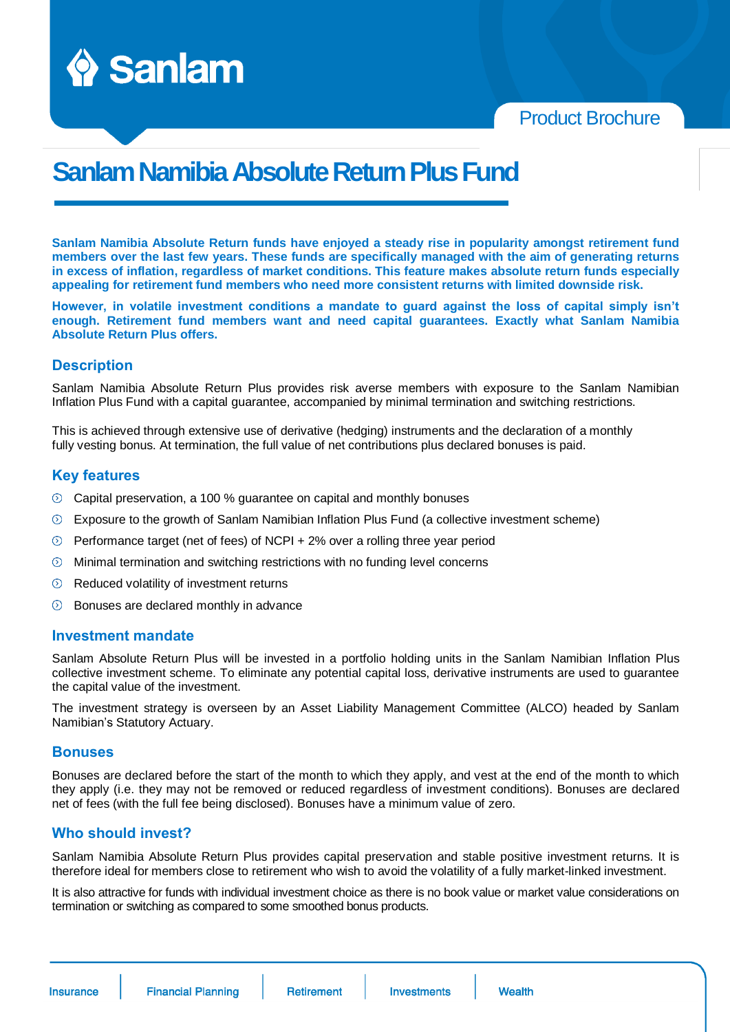Sanlam

Product Brochure

# Sanlam Namibia Absolute Return Plus Fund

**Sanlam Namibia Absolute Return funds have enjoyed a steady rise in popularity amongst retirement fund members over the last few years. These funds are specifically managed with the aim of generating returns in excess of inflation, regardless of market conditions. This feature makes absolute return funds especially appealing for retirement fund members who need more consistent returns with limited downside risk.**

**However, in volatile investment conditions a mandate to guard against the loss of capital simply isn't enough. Retirement fund members want and need capital guarantees. Exactly what Sanlam Namibia Absolute Return Plus offers.**

## Description

Sanlam Namibia Absolute Return Plus provides risk averse members with exposure to the Sanlam Namibian Inflation Plus Fund with a capital guarantee, accompanied by minimal termination and switching restrictions.

This is achieved through extensive use of derivative (hedging) instruments and the declaration of a monthly fully vesting bonus. At termination, the full value of net contributions plus declared bonuses is paid.

## Key features

- Capital preservation, a 100 % guarantee on capital and monthly bonuses
- Exposure to the growth of Sanlam Namibian Inflation Plus Fund (a collective investment scheme)
- Performance target (net of fees) of NCPI + 2% over a rolling three year period
- Minimal termination and switching restrictions with no funding level concerns
- Reduced volatility of investment returns
- Bonuses are declared monthly in advance

## Investment mandate

Sanlam Absolute Return Plus will be invested in a portfolio holding units in the Sanlam Namibian Inflation Plus collective investment scheme. To eliminate any potential capital loss, derivative instruments are used to guarantee the capital value of the investment.

The investment strategy is overseen by an Asset Liability Management Committee (ALCO) headed by Sanlam Namibian's Statutory Actuary.

## Bonuses

Bonuses are declared before the start of the month to which they apply, and vest at the end of the month to which they apply (i.e. they may not be removed or reduced regardless of investment conditions). Bonuses are declared net of fees (with the full fee being disclosed). Bonuses have a minimum value of zero.

## Who should invest?

Sanlam Namibia Absolute Return Plus provides capital preservation and stable positive investment returns. It is therefore ideal for members close to retirement who wish to avoid the volatility of a fully market-linked investment.

It is also attractive for funds with individual investment choice as there is no book value or market value considerations on termination or switching as compared to some smoothed bonus products.

Insurance | Financial Planning | Retirement | Investments | Wealth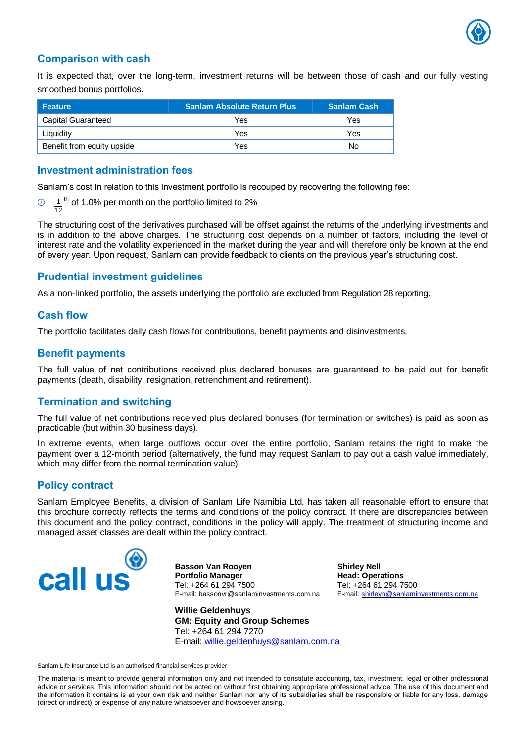## Comparison with cash

It is expected that, over the long-term, investment returns will be between those of cash and our fully vesting smoothed bonus portfolios.

| Feature | Sanlam Absolute Return Plus | Sanlam Cash |
|---|---|---|
| Capital Guaranteed | Yes | Yes |
| Liquidity | Yes | Yes |
| Benefit from equity upside | Yes | No |

## Investment administration fees

Sanlam's cost in relation to this investment portfolio is recouped by recovering the following fee:

- $\frac{1}{12}^{th}$ of 1.0% per month on the portfolio limited to 2%

The structuring cost of the derivatives purchased will be offset against the returns of the underlying investments and is in addition to the above charges. The structuring cost depends on a number of factors, including the level of interest rate and the volatility experienced in the market during the year and will therefore only be known at the end of every year. Upon request, Sanlam can provide feedback to clients on the previous year's structuring cost.

## Prudential investment guidelines

As a non-linked portfolio, the assets underlying the portfolio are excluded from Regulation 28 reporting.

## Cash flow

The portfolio facilitates daily cash flows for contributions, benefit payments and disinvestments.

## Benefit payments

The full value of net contributions received plus declared bonuses are guaranteed to be paid out for benefit payments (death, disability, resignation, retrenchment and retirement).

## Termination and switching

The full value of net contributions received plus declared bonuses (for termination or switches) is paid as soon as practicable (but within 30 business days).

In extreme events, when large outflows occur over the entire portfolio, Sanlam retains the right to make the payment over a 12-month period (alternatively, the fund may request Sanlam to pay out a cash value immediately, which may differ from the normal termination value).

## Policy contract

Sanlam Employee Benefits, a division of Sanlam Life Namibia Ltd, has taken all reasonable effort to ensure that this brochure correctly reflects the terms and conditions of the policy contract. If there are discrepancies between this document and the policy contract, conditions in the policy will apply. The treatment of structuring income and managed asset classes are dealt within the policy contract.

# call us

**Basson Van Rooyen**
**Portfolio Manager**
Tel: +264 61 294 7500
E-mail: bassonvr@sanlaminvestments.com.na

**Shirley Nell**
**Head: Operations**
Tel: +264 61 294 7500
E-mail: shirleyn@sanlaminvestments.com.na

**Willie Geldenhuys**
**GM: Equity and Group Schemes**
Tel: +264 61 294 7270
E-mail: willie.geldenhuys@sanlam.com.na

Sanlam Life Insurance Ltd is an authorised financial services provider.

The material is meant to provide general information only and not intended to constitute accounting, tax, investment, legal or other professional advice or services. This information should not be acted on without first obtaining appropriate professional advice. The use of this document and the information it contains is at your own risk and neither Sanlam nor any of its subsidiaries shall be responsible or liable for any loss, damage (direct or indirect) or expense of any nature whatsoever and howsoever arising.